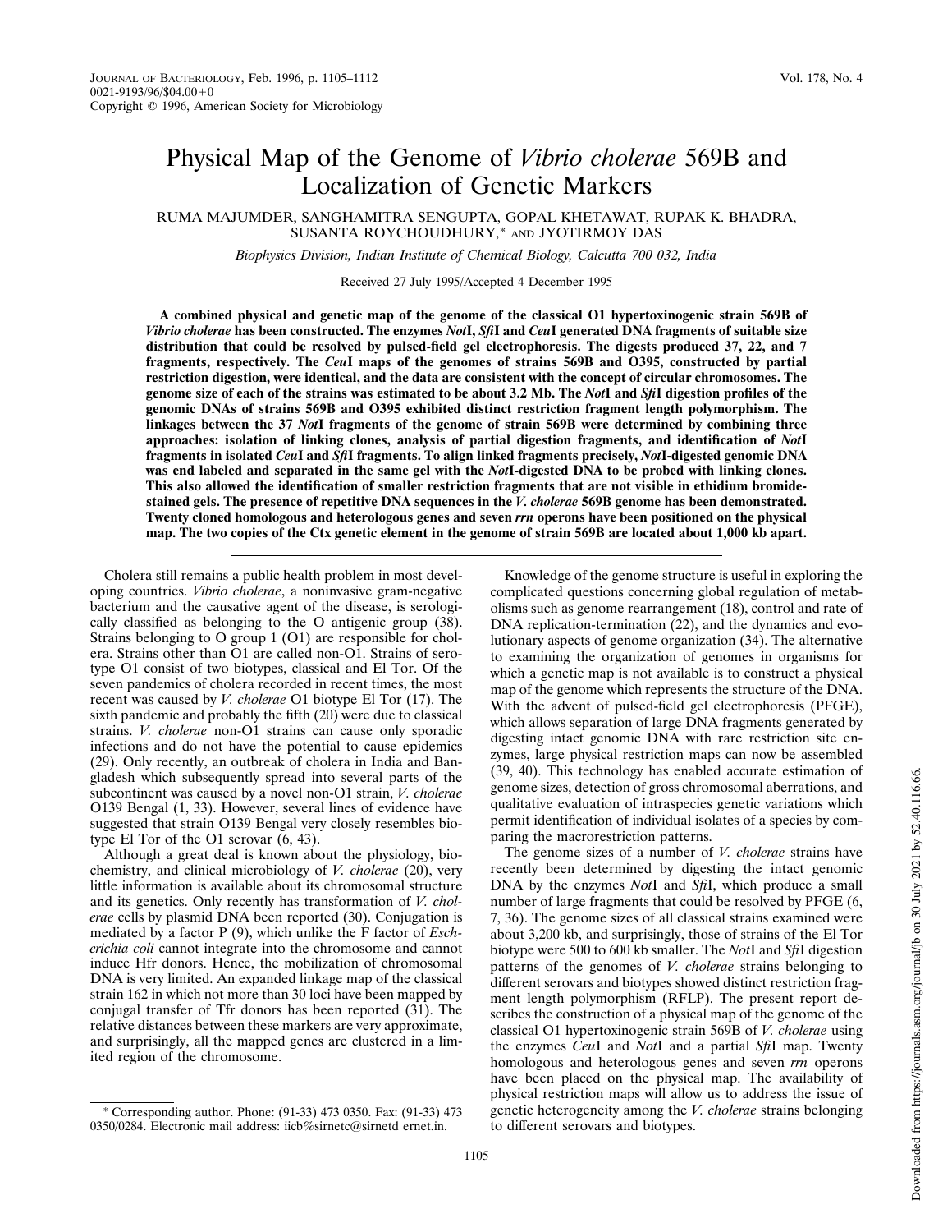# Physical Map of the Genome of *Vibrio cholerae* 569B and Localization of Genetic Markers

RUMA MAJUMDER, SANGHAMITRA SENGUPTA, GOPAL KHETAWAT, RUPAK K. BHADRA, SUSANTA ROYCHOUDHURY,* AND JYOTIRMOY DAS

*Biophysics Division, Indian Institute of Chemical Biology, Calcutta 700 032, India*

Received 27 July 1995/Accepted 4 December 1995

**A combined physical and genetic map of the genome of the classical O1 hypertoxinogenic strain 569B of *Vibrio cholerae* has been constructed. The enzymes *Not*I, *Sfi*I and *Ceu*I generated DNA fragments of suitable size distribution that could be resolved by pulsed-field gel electrophoresis. The digests produced 37, 22, and 7 fragments, respectively. The *Ceu*I maps of the genomes of strains 569B and O395, constructed by partial restriction digestion, were identical, and the data are consistent with the concept of circular chromosomes. The genome size of each of the strains was estimated to be about 3.2 Mb. The *Not*I and *Sfi*I digestion profiles of the genomic DNAs of strains 569B and O395 exhibited distinct restriction fragment length polymorphism. The linkages between the 37 *Not*I fragments of the genome of strain 569B were determined by combining three approaches: isolation of linking clones, analysis of partial digestion fragments, and identification of *Not*I fragments in isolated *Ceu*I and *Sfi*I fragments. To align linked fragments precisely, *Not*I-digested genomic DNA was end labeled and separated in the same gel with the *Not*I-digested DNA to be probed with linking clones. This also allowed the identification of smaller restriction fragments that are not visible in ethidium bromide-stained gels. The presence of repetitive DNA sequences in the *V. cholerae* 569B genome has been demonstrated. Twenty cloned homologous and heterologous genes and seven *rrn* operons have been positioned on the physical map. The two copies of the Ctx genetic element in the genome of strain 569B are located about 1,000 kb apart.**

Cholera still remains a public health problem in most developing countries. *Vibrio cholerae*, a noninvasive gram-negative bacterium and the causative agent of the disease, is serologically classified as belonging to the O antigenic group (38). Strains belonging to O group 1 (O1) are responsible for cholera. Strains other than O1 are called non-O1. Strains of serotype O1 consist of two biotypes, classical and El Tor. Of the seven pandemics of cholera recorded in recent times, the most recent was caused by *V. cholerae* O1 biotype El Tor (17). The sixth pandemic and probably the fifth (20) were due to classical strains. *V. cholerae* non-O1 strains can cause only sporadic infections and do not have the potential to cause epidemics (29). Only recently, an outbreak of cholera in India and Bangladesh which subsequently spread into several parts of the subcontinent was caused by a novel non-O1 strain, *V. cholerae* O139 Bengal (1, 33). However, several lines of evidence have suggested that strain O139 Bengal very closely resembles biotype El Tor of the O1 serovar (6, 43).

Although a great deal is known about the physiology, biochemistry, and clinical microbiology of *V. cholerae* (20), very little information is available about its chromosomal structure and its genetics. Only recently has transformation of *V. cholerae* cells by plasmid DNA been reported (30). Conjugation is mediated by a factor P (9), which unlike the F factor of *Escherichia coli* cannot integrate into the chromosome and cannot induce Hfr donors. Hence, the mobilization of chromosomal DNA is very limited. An expanded linkage map of the classical strain 162 in which not more than 30 loci have been mapped by conjugal transfer of Tfr donors has been reported (31). The relative distances between these markers are very approximate, and surprisingly, all the mapped genes are clustered in a limited region of the chromosome.

Knowledge of the genome structure is useful in exploring the complicated questions concerning global regulation of metabolisms such as genome rearrangement (18), control and rate of DNA replication-termination (22), and the dynamics and evolutionary aspects of genome organization (34). The alternative to examining the organization of genomes in organisms for which a genetic map is not available is to construct a physical map of the genome which represents the structure of the DNA. With the advent of pulsed-field gel electrophoresis (PFGE), which allows separation of large DNA fragments generated by digesting intact genomic DNA with rare restriction site enzymes, large physical restriction maps can now be assembled (39, 40). This technology has enabled accurate estimation of genome sizes, detection of gross chromosomal aberrations, and qualitative evaluation of intraspecies genetic variations which permit identification of individual isolates of a species by comparing the macrorestriction patterns.

The genome sizes of a number of *V. cholerae* strains have recently been determined by digesting the intact genomic DNA by the enzymes *Not*I and *Sfi*I, which produce a small number of large fragments that could be resolved by PFGE (6, 7, 36). The genome sizes of all classical strains examined were about 3,200 kb, and surprisingly, those of strains of the El Tor biotype were 500 to 600 kb smaller. The *Not*I and *Sfi*I digestion patterns of the genomes of *V. cholerae* strains belonging to different serovars and biotypes showed distinct restriction fragment length polymorphism (RFLP). The present report describes the construction of a physical map of the genome of the classical O1 hypertoxinogenic strain 569B of *V. cholerae* using the enzymes *Ceu*I and *Not*I and a partial *Sfi*I map. Twenty homologous and heterologous genes and seven *rrn* operons have been placed on the physical map. The availability of physical restriction maps will allow us to address the issue of genetic heterogeneity among the *V. cholerae* strains belonging to different serovars and biotypes.

\* Corresponding author. Phone: (91-33) 473 0350. Fax: (91-33) 473 0350/0284. Electronic mail address: iicb%sirnetc@sirnetd ernet.in.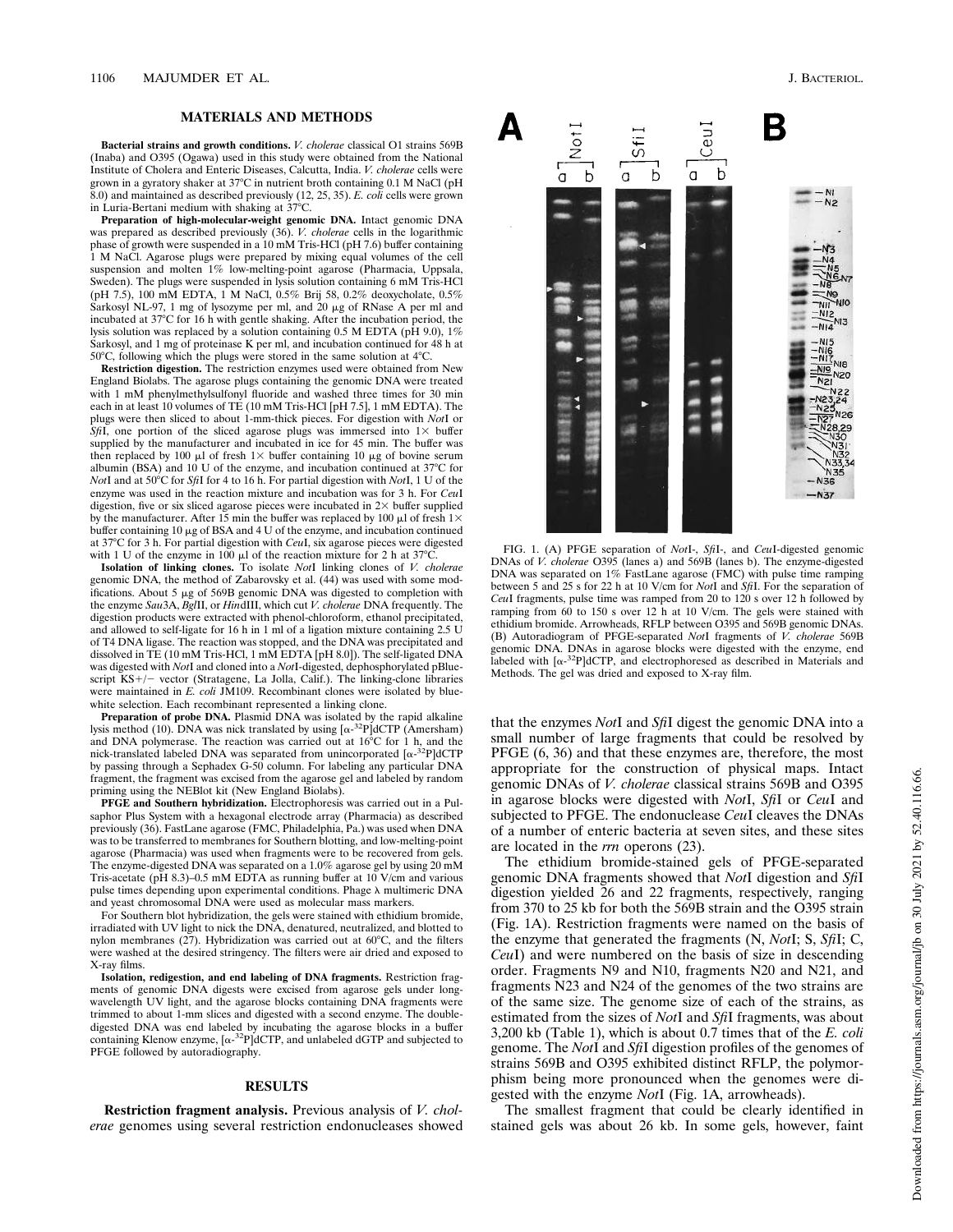## MATERIALS AND METHODS

**Bacterial strains and growth conditions.** *V. cholerae* classical O1 strains 569B (Inaba) and O395 (Ogawa) used in this study were obtained from the National Institute of Cholera and Enteric Diseases, Calcutta, India. *V. cholerae* cells were grown in a gyratory shaker at 37°C in nutrient broth containing 0.1 M NaCl (pH 8.0) and maintained as described previously (12, 25, 35). *E. coli* cells were grown in Luria-Bertani medium with shaking at 37°C.

**Preparation of high-molecular-weight genomic DNA.** Intact genomic DNA was prepared as described previously (36). *V. cholerae* cells in the logarithmic phase of growth were suspended in a 10 mM Tris-HCl (pH 7.6) buffer containing 1 M NaCl. Agarose plugs were prepared by mixing equal volumes of the cell suspension and molten 1% low-melting-point agarose (Pharmacia, Uppsala, Sweden). The plugs were suspended in lysis solution containing 6 mM Tris-HCl (pH 7.5), 100 mM EDTA, 1 M NaCl, 0.5% Brij 58, 0.2% deoxycholate, 0.5% Sarkosyl NL-97, 1 mg of lysozyme per ml, and 20 μg of RNase A per ml and incubated at 37°C for 16 h with gentle shaking. After the incubation period, the lysis solution was replaced by a solution containing 0.5 M EDTA (pH 9.0), 1% Sarkosyl, and 1 mg of proteinase K per ml, and incubation continued for 48 h at 50°C, following which the plugs were stored in the same solution at 4°C.

**Restriction digestion.** The restriction enzymes used were obtained from New England Biolabs. The agarose plugs containing the genomic DNA were treated with 1 mM phenylmethylsulfonyl fluoride and washed three times for 30 min each in at least 10 volumes of TE (10 mM Tris-HCl [pH 7.5], 1 mM EDTA). The plugs were then sliced to about 1-mm-thick pieces. For digestion with *Not*I or *Sfi*I, one portion of the sliced agarose plugs was immersed into 1× buffer supplied by the manufacturer and incubated in ice for 45 min. The buffer was then replaced by 100 μl of fresh 1× buffer containing 10 μg of bovine serum albumin (BSA) and 10 U of the enzyme, and incubation continued at 37°C for *Not*I and at 50°C for *Sfi*I for 4 to 16 h. For partial digestion with *Not*I, 1 U of the enzyme was used in the reaction mixture and incubation was for 3 h. For *Ceu*I digestion, five or six sliced agarose pieces were incubated in 2× buffer supplied by the manufacturer. After 15 min the buffer was replaced by 100 μl of fresh 1× buffer containing 10 μg of BSA and 4 U of the enzyme, and incubation continued at 37°C for 3 h. For partial digestion with *Ceu*I, six agarose pieces were digested with 1 U of the enzyme in 100 μl of the reaction mixture for 2 h at 37°C.

**Isolation of linking clones.** To isolate *Not*I linking clones of *V. cholerae* genomic DNA, the method of Zabarovsky et al. (44) was used with some modifications. About 5 μg of 569B genomic DNA was digested to completion with the enzyme *Sau*3A, *Bgl*II, or *Hin*dIII, which cut *V. cholerae* DNA frequently. The digestion products were extracted with phenol-chloroform, ethanol precipitated, and allowed to self-ligate for 16 h in 1 ml of a ligation mixture containing 2.5 U of T4 DNA ligase. The reaction was stopped, and the DNA was precipitated and dissolved in TE (10 mM Tris-HCl, 1 mM EDTA [pH 8.0]). The self-ligated DNA was digested with *Not*I and cloned into a *Not*I-digested, dephosphorylated pBluescript KS+/− vector (Stratagene, La Jolla, Calif.). The linking-clone libraries were maintained in *E. coli* JM109. Recombinant clones were isolated by blue-white selection. Each recombinant represented a linking clone.

**Preparation of probe DNA.** Plasmid DNA was isolated by the rapid alkaline lysis method (10). DNA was nick translated by using [α-$^{32}$P]dCTP (Amersham) and DNA polymerase. The reaction was carried out at 16°C for 1 h, and the nick-translated labeled DNA was separated from unincorporated [α-$^{32}$P]dCTP by passing through a Sephadex G-50 column. For labeling any particular DNA fragment, the fragment was excised from the agarose gel and labeled by random priming using the NEBlot kit (New England Biolabs).

**PFGE and Southern hybridization.** Electrophoresis was carried out in a Pulsaphor Plus System with a hexagonal electrode array (Pharmacia) as described previously (36). FastLane agarose (FMC, Philadelphia, Pa.) was used when DNA was to be transferred to membranes for Southern blotting, and low-melting-point agarose (Pharmacia) was used when fragments were to be recovered from gels. The enzyme-digested DNA was separated on a 1.0% agarose gel by using 20 mM Tris-acetate (pH 8.3)–0.5 mM EDTA as running buffer at 10 V/cm and various pulse times depending upon experimental conditions. Phage λ multimeric DNA and yeast chromosomal DNA were used as molecular mass markers.

For Southern blot hybridization, the gels were stained with ethidium bromide, irradiated with UV light to nick the DNA, denatured, neutralized, and blotted to nylon membranes (27). Hybridization was carried out at 60°C, and the filters were washed at the desired stringency. The filters were air dried and exposed to X-ray films.

**Isolation, redigestion, and end labeling of DNA fragments.** Restriction fragments of genomic DNA digests were excised from agarose gels under long-wavelength UV light, and the agarose blocks containing DNA fragments were trimmed to about 1-mm slices and digested with a second enzyme. The double-digested DNA was end labeled by incubating the agarose blocks in a buffer containing Klenow enzyme, [α-$^{32}$P]dCTP, and unlabeled dGTP and subjected to PFGE followed by autoradiography.

## RESULTS

**Restriction fragment analysis.** Previous analysis of *V. cholerae* genomes using several restriction endonucleases showed that the enzymes *Not*I and *Sfi*I digest the genomic DNA into a small number of large fragments that could be resolved by PFGE (6, 36) and that these enzymes are, therefore, the most appropriate for the construction of physical maps. Intact genomic DNAs of *V. cholerae* classical strains 569B and O395 in agarose blocks were digested with *Not*I, *Sfi*I or *Ceu*I and subjected to PFGE. The endonuclease *Ceu*I cleaves the DNAs of a number of enteric bacteria at seven sites, and these sites are located in the *rrn* operons (23).

The ethidium bromide-stained gels of PFGE-separated genomic DNA fragments showed that *Not*I digestion and *Sfi*I digestion yielded 26 and 22 fragments, respectively, ranging from 370 to 25 kb for both the 569B strain and the O395 strain (Fig. 1A). Restriction fragments were named on the basis of the enzyme that generated the fragments (N, *Not*I; S, *Sfi*I; C, *Ceu*I) and were numbered on the basis of size in descending order. Fragments N9 and N10, fragments N20 and N21, and fragments N23 and N24 of the genomes of the two strains are of the same size. The genome size of each of the strains, as estimated from the sizes of *Not*I and *Sfi*I fragments, was about 3,200 kb (Table 1), which is about 0.7 times that of the *E. coli* genome. The *Not*I and *Sfi*I digestion profiles of the genomes of strains 569B and O395 exhibited distinct RFLP, the polymorphism being more pronounced when the genomes were digested with the enzyme *Not*I (Fig. 1A, arrowheads).

The smallest fragment that could be clearly identified in stained gels was about 26 kb. In some gels, however, faint

FIG. 1. (A) PFGE separation of *Not*I-, *Sfi*I-, and *Ceu*I-digested genomic DNAs of *V. cholerae* O395 (lanes a) and 569B (lanes b). The enzyme-digested DNA was separated on 1% FastLane agarose (FMC) with pulse time ramping between 5 and 25 s for 22 h at 10 V/cm for *Not*I and *Sfi*I. For the separation of *Ceu*I fragments, pulse time was ramped from 20 to 120 s over 12 h followed by ramping from 60 to 150 s over 12 h at 10 V/cm. The gels were stained with ethidium bromide. Arrowheads, RFLP between O395 and 569B genomic DNAs. (B) Autoradiogram of PFGE-separated *Not*I fragments of *V. cholerae* 569B genomic DNA. DNAs in agarose blocks were digested with the enzyme, end labeled with [α-$^{32}$P]dCTP, and electrophoresed as described in Materials and Methods. The gel was dried and exposed to X-ray film.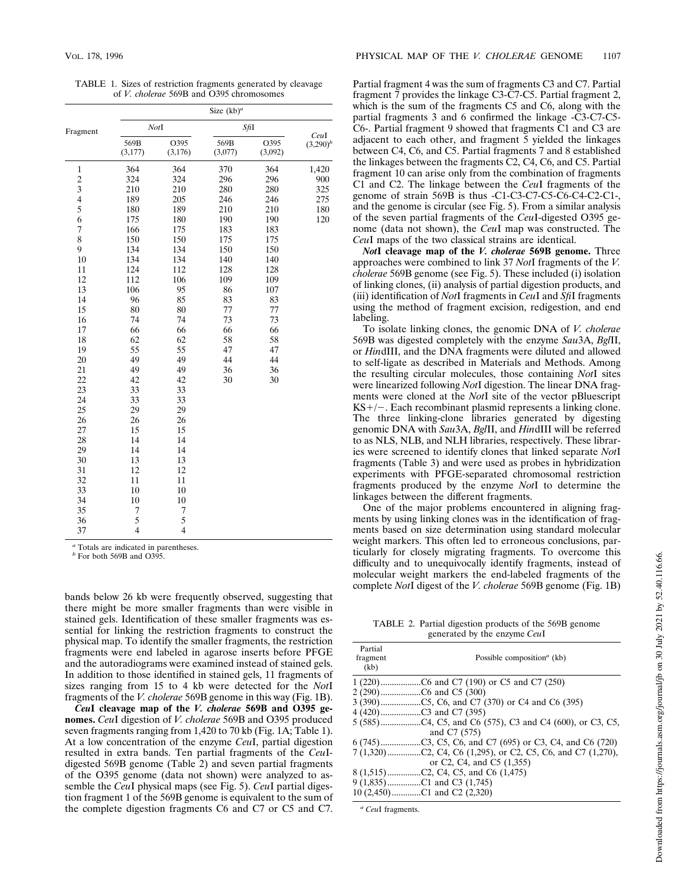TABLE 1. Sizes of restriction fragments generated by cleavage of *V. cholerae* 569B and O395 chromosomes

| Fragment | Size (kb)[a] | | | | |
|---|---|---|---|---|---|
| | *Not*I | | *Sfi*I | | *Ceu*I (3,290)[b] |
| | 569B (3,177) | O395 (3,176) | 569B (3,077) | O395 (3,092) | |
| 1 | 364 | 364 | 370 | 364 | 1,420 |
| 2 | 324 | 324 | 296 | 296 | 900 |
| 3 | 210 | 210 | 280 | 280 | 325 |
| 4 | 189 | 205 | 246 | 246 | 275 |
| 5 | 180 | 189 | 210 | 210 | 180 |
| 6 | 175 | 180 | 190 | 190 | 120 |
| 7 | 166 | 175 | 183 | 183 | |
| 8 | 150 | 150 | 175 | 175 | |
| 9 | 134 | 134 | 150 | 150 | |
| 10 | 134 | 134 | 140 | 140 | |
| 11 | 124 | 112 | 128 | 128 | |
| 12 | 112 | 106 | 109 | 109 | |
| 13 | 106 | 95 | 86 | 107 | |
| 14 | 96 | 85 | 83 | 83 | |
| 15 | 80 | 80 | 77 | 77 | |
| 16 | 74 | 74 | 73 | 73 | |
| 17 | 66 | 66 | 66 | 66 | |
| 18 | 62 | 62 | 58 | 58 | |
| 19 | 55 | 55 | 47 | 47 | |
| 20 | 49 | 49 | 44 | 44 | |
| 21 | 49 | 49 | 36 | 36 | |
| 22 | 42 | 42 | 30 | 30 | |
| 23 | 33 | 33 | | | |
| 24 | 33 | 33 | | | |
| 25 | 29 | 29 | | | |
| 26 | 26 | 26 | | | |
| 27 | 15 | 15 | | | |
| 28 | 14 | 14 | | | |
| 29 | 14 | 14 | | | |
| 30 | 13 | 13 | | | |
| 31 | 12 | 12 | | | |
| 32 | 11 | 11 | | | |
| 33 | 10 | 10 | | | |
| 34 | 10 | 10 | | | |
| 35 | 7 | 7 | | | |
| 36 | 5 | 5 | | | |
| 37 | 4 | 4 | | | |

[a] Totals are indicated in parentheses.
[b] For both 569B and O395.

bands below 26 kb were frequently observed, suggesting that there might be more smaller fragments than were visible in stained gels. Identification of these smaller fragments was essential for linking the restriction fragments to construct the physical map. To identify the smaller fragments, the restriction fragments were end labeled in agarose inserts before PFGE and the autoradiograms were examined instead of stained gels. In addition to those identified in stained gels, 11 fragments of sizes ranging from 15 to 4 kb were detected for the *Not*I fragments of the *V. cholerae* 569B genome in this way (Fig. 1B).

***Ceu*I cleavage map of the *V. cholerae* 569B and O395 genomes.** *Ceu*I digestion of *V. cholerae* 569B and O395 produced seven fragments ranging from 1,420 to 70 kb (Fig. 1A; Table 1). At a low concentration of the enzyme *Ceu*I, partial digestion resulted in extra bands. Ten partial fragments of the *Ceu*I-digested 569B genome (Table 2) and seven partial fragments of the O395 genome (data not shown) were analyzed to assemble the *Ceu*I physical maps (see Fig. 5). *Ceu*I partial digestion fragment 1 of the 569B genome is equivalent to the sum of the complete digestion fragments C6 and C7 or C5 and C7. Partial fragment 4 was the sum of fragments C3 and C7. Partial fragment 7 provides the linkage C3-C7-C5. Partial fragment 2, which is the sum of the fragments C5 and C6, along with the partial fragments 3 and 6 confirmed the linkage -C3-C7-C5-C6-. Partial fragment 9 showed that fragments C1 and C3 are adjacent to each other, and fragment 5 yielded the linkages between C4, C6, and C5. Partial fragments 7 and 8 established the linkages between the fragments C2, C4, C6, and C5. Partial fragment 10 can arise only from the combination of fragments C1 and C2. The linkage between the *Ceu*I fragments of the genome of strain 569B is thus -C1-C3-C7-C5-C6-C4-C2-C1-, and the genome is circular (see Fig. 5). From a similar analysis of the seven partial fragments of the *Ceu*I-digested O395 genome (data not shown), the *Ceu*I map was constructed. The *Ceu*I maps of the two classical strains are identical.

***Not*I cleavage map of the *V. cholerae* 569B genome.** Three approaches were combined to link 37 *Not*I fragments of the *V. cholerae* 569B genome (see Fig. 5). These included (i) isolation of linking clones, (ii) analysis of partial digestion products, and (iii) identification of *Not*I fragments in *Ceu*I and *Sfi*I fragments using the method of fragment excision, redigestion, and end labeling.

To isolate linking clones, the genomic DNA of *V. cholerae* 569B was digested completely with the enzyme *Sau*3A, *Bgl*II, or *Hin*dIII, and the DNA fragments were diluted and allowed to self-ligate as described in Materials and Methods. Among the resulting circular molecules, those containing *Not*I sites were linearized following *Not*I digestion. The linear DNA fragments were cloned at the *Not*I site of the vector pBluescript KS+/−. Each recombinant plasmid represents a linking clone. The three linking-clone libraries generated by digesting genomic DNA with *Sau*3A, *Bgl*II, and *Hin*dIII will be referred to as NLS, NLB, and NLH libraries, respectively. These libraries were screened to identify clones that linked separate *Not*I fragments (Table 3) and were used as probes in hybridization experiments with PFGE-separated chromosomal restriction fragments produced by the enzyme *Not*I to determine the linkages between the different fragments.

One of the major problems encountered in aligning fragments by using linking clones was in the identification of fragments based on size determination using standard molecular weight markers. This often led to erroneous conclusions, particularly for closely migrating fragments. To overcome this difficulty and to unequivocally identify fragments, instead of molecular weight markers the end-labeled fragments of the complete *Not*I digest of the *V. cholerae* 569B genome (Fig. 1B)

TABLE 2. Partial digestion products of the 569B genome generated by the enzyme *Ceu*I

| Partial fragment (kb) | Possible composition[a] (kb) |
|---|---|
| 1 (220) | C6 and C7 (190) or C5 and C7 (250) |
| 2 (290) | C6 and C5 (300) |
| 3 (390) | C5, C6, and C7 (370) or C4 and C6 (395) |
| 4 (420) | C3 and C7 (395) |
| 5 (585) | C4, C5, and C6 (575), C3 and C4 (600), or C3, C5, and C7 (575) |
| 6 (745) | C3, C5, C6, and C7 (695) or C3, C4, and C6 (720) |
| 7 (1,320) | C2, C4, C6 (1,295), or C2, C5, C6, and C7 (1,270), or C2, C4, and C5 (1,355) |
| 8 (1,515) | C2, C4, C5, and C6 (1,475) |
| 9 (1,835) | C1 and C3 (1,745) |
| 10 (2,450) | C1 and C2 (2,320) |

[a] *Ceu*I fragments.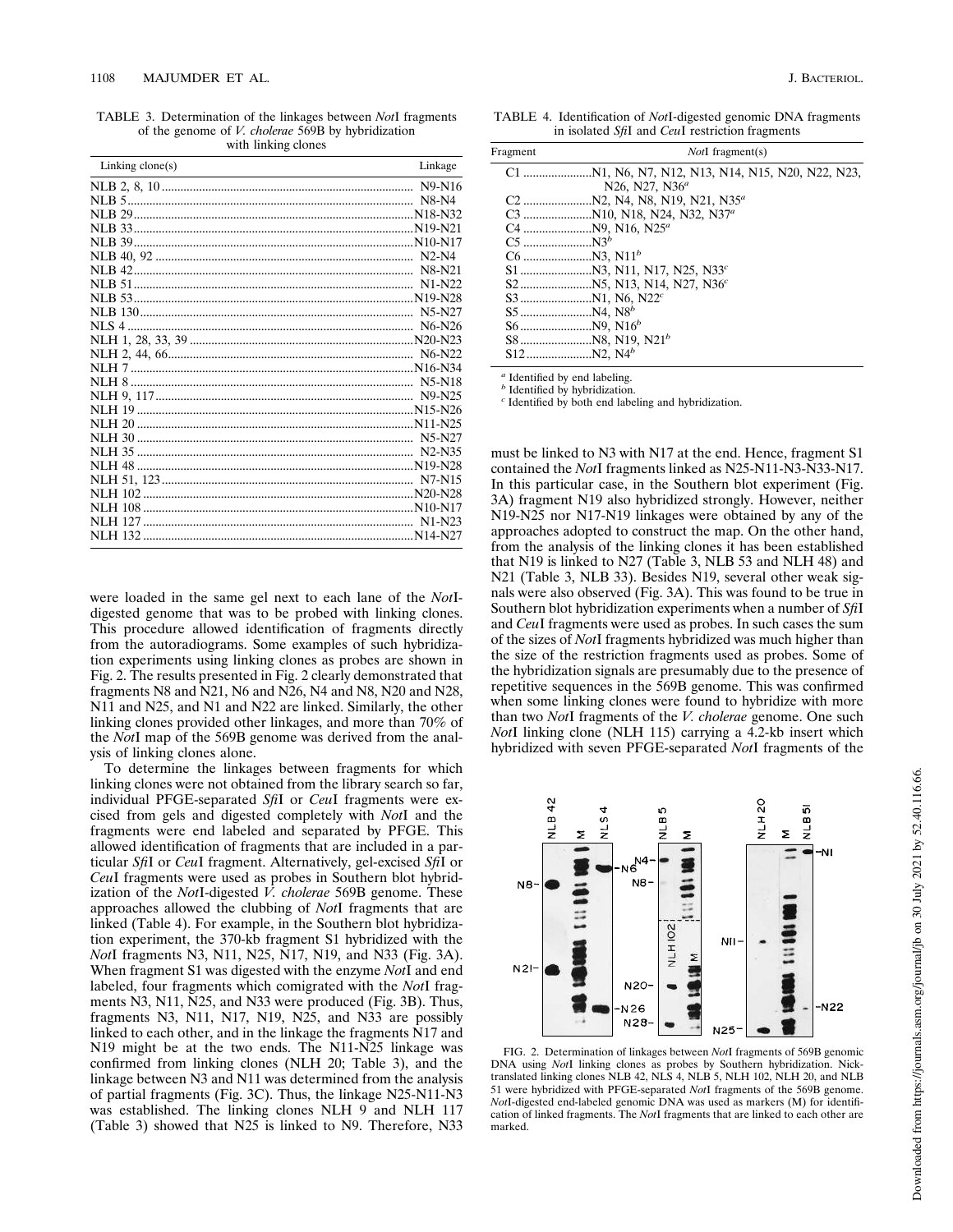TABLE 3. Determination of the linkages between *Not*I fragments of the genome of *V. cholerae* 569B by hybridization with linking clones

| Linking clone(s) | Linkage |
|---|---|
| NLB 2, 8, 10 | N9-N16 |
| NLB 5 | N8-N4 |
| NLB 29 | N18-N32 |
| NLB 33 | N19-N21 |
| NLB 39 | N10-N17 |
| NLB 40, 92 | N2-N4 |
| NLB 42 | N8-N21 |
| NLB 51 | N1-N22 |
| NLB 53 | N19-N28 |
| NLB 130 | N5-N27 |
| NLS 4 | N6-N26 |
| NLH 1, 28, 33, 39 | N20-N23 |
| NLH 2, 44, 66 | N6-N22 |
| NLH 7 | N16-N34 |
| NLH 8 | N5-N18 |
| NLH 9, 117 | N9-N25 |
| NLH 19 | N15-N26 |
| NLH 20 | N11-N25 |
| NLH 30 | N5-N27 |
| NLH 35 | N2-N35 |
| NLH 48 | N19-N28 |
| NLH 51, 123 | N7-N15 |
| NLH 102 | N20-N28 |
| NLH 108 | N10-N17 |
| NLH 127 | N1-N23 |
| NLH 132 | N14-N27 |

TABLE 4. Identification of *Not*I-digested genomic DNA fragments in isolated *Sfi*I and *Ceu*I restriction fragments

| Fragment | *Not*I fragment(s) |
|---|---|
| C1 | N1, N6, N7, N12, N13, N14, N15, N20, N22, N23, N26, N27, N36[a] |
| C2 | N2, N4, N8, N19, N21, N35[a] |
| C3 | N10, N18, N24, N32, N37[a] |
| C4 | N9, N16, N25[a] |
| C5 | N3[b] |
| C6 | N3, N11[b] |
| S1 | N3, N11, N17, N25, N33[c] |
| S2 | N5, N13, N14, N27, N36[c] |
| S3 | N1, N6, N22[c] |
| S5 | N4, N8[b] |
| S6 | N9, N16[b] |
| S8 | N8, N19, N21[b] |
| S12 | N2, N4[b] |

[a] Identified by end labeling.
[b] Identified by hybridization.
[c] Identified by both end labeling and hybridization.

were loaded in the same gel next to each lane of the *Not*I-digested genome that was to be probed with linking clones. This procedure allowed identification of fragments directly from the autoradiograms. Some examples of such hybridization experiments using linking clones as probes are shown in Fig. 2. The results presented in Fig. 2 clearly demonstrated that fragments N8 and N21, N6 and N26, N4 and N8, N20 and N28, N11 and N25, and N1 and N22 are linked. Similarly, the other linking clones provided other linkages, and more than 70% of the *Not*I map of the 569B genome was derived from the analysis of linking clones alone.

To determine the linkages between fragments for which linking clones were not obtained from the library search so far, individual PFGE-separated *Sfi*I or *Ceu*I fragments were excised from gels and digested completely with *Not*I and the fragments were end labeled and separated by PFGE. This allowed identification of fragments that are included in a particular *Sfi*I or *Ceu*I fragment. Alternatively, gel-excised *Sfi*I or *Ceu*I fragments were used as probes in Southern blot hybridization of the *Not*I-digested *V. cholerae* 569B genome. These approaches allowed the clubbing of *Not*I fragments that are linked (Table 4). For example, in the Southern blot hybridization experiment, the 370-kb fragment S1 hybridized with the *Not*I fragments N3, N11, N25, N17, N19, and N33 (Fig. 3A). When fragment S1 was digested with the enzyme *Not*I and end labeled, four fragments which comigrated with the *Not*I fragments N3, N11, N25, and N33 were produced (Fig. 3B). Thus, fragments N3, N11, N17, N19, N25, and N33 are possibly linked to each other, and in the linkage the fragments N17 and N19 might be at the two ends. The N11-N25 linkage was confirmed from linking clones (NLH 20; Table 3), and the linkage between N3 and N11 was determined from the analysis of partial fragments (Fig. 3C). Thus, the linkage N25-N11-N3 was established. The linking clones NLH 9 and NLH 117 (Table 3) showed that N25 is linked to N9. Therefore, N33 must be linked to N3 with N17 at the end. Hence, fragment S1 contained the *Not*I fragments linked as N25-N11-N3-N33-N17. In this particular case, in the Southern blot experiment (Fig. 3A) fragment N19 also hybridized strongly. However, neither N19-N25 nor N17-N19 linkages were obtained by any of the approaches adopted to construct the map. On the other hand, from the analysis of the linking clones it has been established that N19 is linked to N27 (Table 3, NLB 53 and NLH 48) and N21 (Table 3, NLB 33). Besides N19, several other weak signals were also observed (Fig. 3A). This was found to be true in Southern blot hybridization experiments when a number of *Sfi*I and *Ceu*I fragments were used as probes. In such cases the sum of the sizes of *Not*I fragments hybridized was much higher than the size of the restriction fragments used as probes. Some of the hybridization signals are presumably due to the presence of repetitive sequences in the 569B genome. This was confirmed when some linking clones were found to hybridize with more than two *Not*I fragments of the *V. cholerae* genome. One such *Not*I linking clone (NLH 115) carrying a 4.2-kb insert which hybridized with seven PFGE-separated *Not*I fragments of the

FIG. 2. Determination of linkages between *Not*I fragments of 569B genomic DNA using *Not*I linking clones as probes by Southern hybridization. Nick-translated linking clones NLB 42, NLS 4, NLB 5, NLH 102, NLH 20, and NLB 51 were hybridized with PFGE-separated *Not*I fragments of the 569B genome. *Not*I-digested end-labeled genomic DNA was used as markers (M) for identification of linked fragments. The *Not*I fragments that are linked to each other are marked.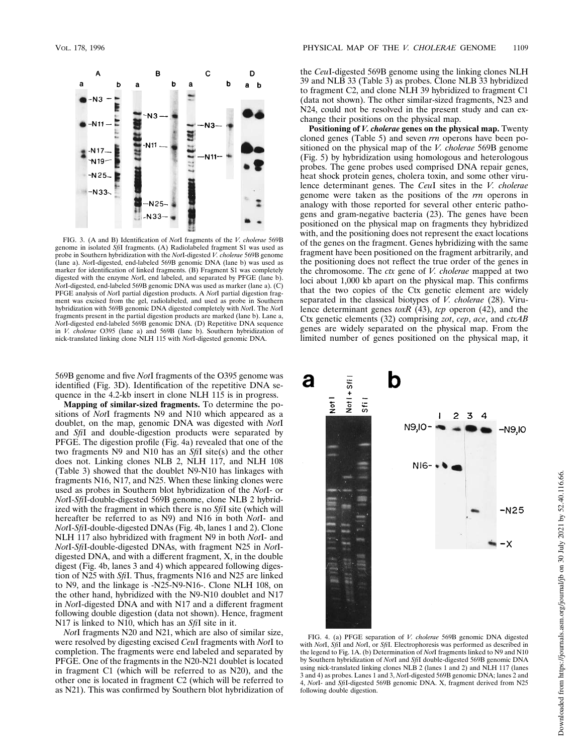FIG. 3. (A and B) Identification of *Not*I fragments of the *V. cholerae* 569B genome in isolated *Sfi*I fragments. (A) Radiolabeled fragment S1 was used as probe in Southern hybridization with the *Not*I-digested *V. cholerae* 569B genome (lane a). *Not*I-digested, end-labeled 569B genomic DNA (lane b) was used as marker for identification of linked fragments. (B) Fragment S1 was completely digested with the enzyme *Not*I, end labeled, and separated by PFGE (lane b). *Not*I-digested, end-labeled 569B genomic DNA was used as marker (lane a). (C) PFGE analysis of *Not*I partial digestion products. A *Not*I partial digestion fragment was excised from the gel, radiolabeled, and used as probe in Southern hybridization with 569B genomic DNA digested completely with *Not*I. The *Not*I fragments present in the partial digestion products are marked (lane b). Lane a, *Not*I-digested end-labeled 569B genomic DNA. (D) Repetitive DNA sequence in *V. cholerae* O395 (lane a) and 569B (lane b). Southern hybridization of nick-translated linking clone NLH 115 with *Not*I-digested genomic DNA.

569B genome and five *Not*I fragments of the O395 genome was identified (Fig. 3D). Identification of the repetitive DNA sequence in the 4.2-kb insert in clone NLH 115 is in progress.

**Mapping of similar-sized fragments.** To determine the positions of *Not*I fragments N9 and N10 which appeared as a doublet, on the map, genomic DNA was digested with *Not*I and *Sfi*I and double-digestion products were separated by PFGE. The digestion profile (Fig. 4a) revealed that one of the two fragments N9 and N10 has an *Sfi*I site(s) and the other does not. Linking clones NLB 2, NLH 117, and NLH 108 (Table 3) showed that the doublet N9-N10 has linkages with fragments N16, N17, and N25. When these linking clones were used as probes in Southern blot hybridization of the *Not*I- or *Not*I-*Sfi*I-double-digested 569B genome, clone NLB 2 hybridized with the fragment in which there is no *Sfi*I site (which will hereafter be referred to as N9) and N16 in both *Not*I- and *Not*I-*Sfi*I-double-digested DNAs (Fig. 4b, lanes 1 and 2). Clone NLH 117 also hybridized with fragment N9 in both *Not*I- and *Not*I-*Sfi*I-double-digested DNAs, with fragment N25 in *Not*I-digested DNA, and with a different fragment, X, in the double digest (Fig. 4b, lanes 3 and 4) which appeared following digestion of N25 with *Sfi*I. Thus, fragments N16 and N25 are linked to N9, and the linkage is -N25-N9-N16-. Clone NLH 108, on the other hand, hybridized with the N9-N10 doublet and N17 in *Not*I-digested DNA and with N17 and a different fragment following double digestion (data not shown). Hence, fragment N17 is linked to N10, which has an *Sfi*I site in it.

*Not*I fragments N20 and N21, which are also of similar size, were resolved by digesting excised *Ceu*I fragments with *Not*I to completion. The fragments were end labeled and separated by PFGE. One of the fragments in the N20-N21 doublet is located in fragment C1 (which will be referred to as N20), and the other one is located in fragment C2 (which will be referred to as N21). This was confirmed by Southern blot hybridization of the *Ceu*I-digested 569B genome using the linking clones NLH 39 and NLB 33 (Table 3) as probes. Clone NLB 33 hybridized to fragment C2, and clone NLH 39 hybridized to fragment C1 (data not shown). The other similar-sized fragments, N23 and N24, could not be resolved in the present study and can exchange their positions on the physical map.

**Positioning of *V. cholerae* genes on the physical map.** Twenty cloned genes (Table 5) and seven *rrn* operons have been positioned on the physical map of the *V. cholerae* 569B genome (Fig. 5) by hybridization using homologous and heterologous probes. The gene probes used comprised DNA repair genes, heat shock protein genes, cholera toxin, and some other virulence determinant genes. The *Ceu*I sites in the *V. cholerae* genome were taken as the positions of the *rrn* operons in analogy with those reported for several other enteric pathogens and gram-negative bacteria (23). The genes have been positioned on the physical map on fragments they hybridized with, and the positioning does not represent the exact locations of the genes on the fragment. Genes hybridizing with the same fragment have been positioned on the fragment arbitrarily, and the positioning does not reflect the true order of the genes in the chromosome. The *ctx* gene of *V. cholerae* mapped at two loci about 1,000 kb apart on the physical map. This confirms that the two copies of the Ctx genetic element are widely separated in the classical biotypes of *V. cholerae* (28). Virulence determinant genes *toxR* (43), *tcp* operon (42), and the Ctx genetic elements (32) comprising *zot*, *cep*, *ace*, and *ctxAB* genes are widely separated on the physical map. From the limited number of genes positioned on the physical map, it

FIG. 4. (a) PFGE separation of *V. cholerae* 569B genomic DNA digested with *Not*I, *Sfi*I and *Not*I, or *Sfi*I. Electrophoresis was performed as described in the legend to Fig. 1A. (b) Determination of *Not*I fragments linked to N9 and N10 by Southern hybridization of *Not*I and *Sfi*I double-digested 569B genomic DNA using nick-translated linking clones NLB 2 (lanes 1 and 2) and NLH 117 (lanes 3 and 4) as probes. Lanes 1 and 3, *Not*I-digested 569B genomic DNA; lanes 2 and 4, *Not*I- and *Sfi*I-digested 569B genomic DNA. X, fragment derived from N25 following double digestion.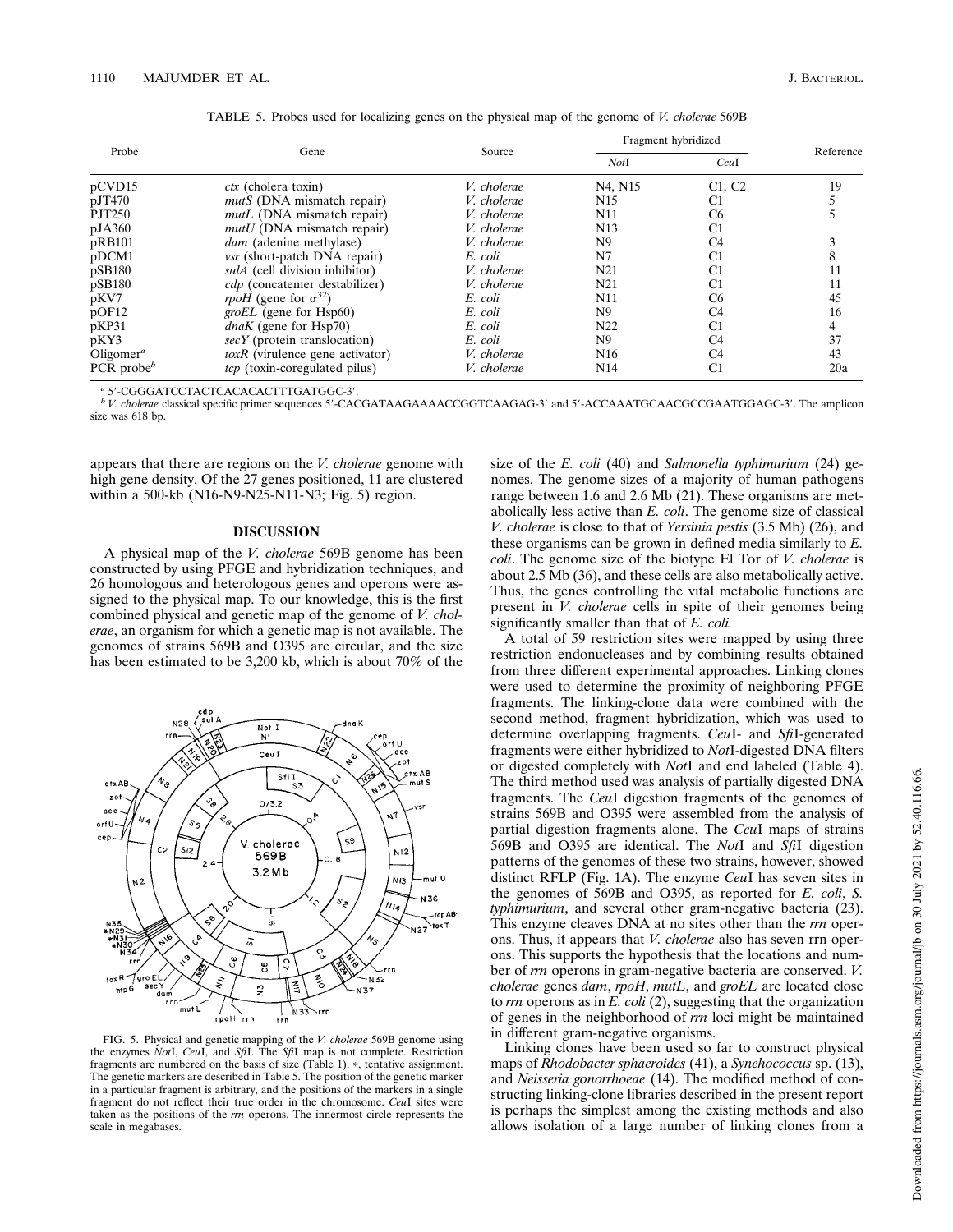TABLE 5. Probes used for localizing genes on the physical map of the genome of *V. cholerae* 569B

| Probe | Gene | Source | Fragment hybridized | | Reference |
|---|---|---|---|---|---|
| | | | *Not*I | *Ceu*I | |
| pCVD15 | *ctx* (cholera toxin) | *V. cholerae* | N4, N15 | C1, C2 | 19 |
| pJT470 | *mutS* (DNA mismatch repair) | *V. cholerae* | N15 | C1 | 5 |
| PJT250 | *mutL* (DNA mismatch repair) | *V. cholerae* | N11 | C6 | 5 |
| pJA360 | *mutU* (DNA mismatch repair) | *V. cholerae* | N13 | C1 | |
| pRB101 | *dam* (adenine methylase) | *V. cholerae* | N9 | C4 | 3 |
| pDCM1 | *vsr* (short-patch DNA repair) | *E. coli* | N7 | C1 | 8 |
| pSB180 | *sulA* (cell division inhibitor) | *V. cholerae* | N21 | C1 | 11 |
| pSB180 | *cdp* (concatemer destabilizer) | *V. cholerae* | N21 | C1 | 11 |
| pKV7 | *rpoH* (gene for $\sigma^{32}$) | *E. coli* | N11 | C6 | 45 |
| pOF12 | *groEL* (gene for Hsp60) | *E. coli* | N9 | C4 | 16 |
| pKP31 | *dnaK* (gene for Hsp70) | *E. coli* | N22 | C1 | 4 |
| pKY3 | *secY* (protein translocation) | *E. coli* | N9 | C4 | 37 |
| Oligomer[a] | *toxR* (virulence gene activator) | *V. cholerae* | N16 | C4 | 43 |
| PCR probe[b] | *tcp* (toxin-coregulated pilus) | *V. cholerae* | N14 | C1 | 20a |

[a] 5′-CGGGATCCTACTCACACACTTTGATGGC-3′.

[b] *V. cholerae* classical specific primer sequences 5′-CACGATAAGAAAACCGGTCAAGAG-3′ and 5′-ACCAAATGCAACGCCGAATGGAGC-3′. The amplicon size was 618 bp.

appears that there are regions on the *V. cholerae* genome with high gene density. Of the 27 genes positioned, 11 are clustered within a 500-kb (N16-N9-N25-N11-N3; Fig. 5) region.

## DISCUSSION

A physical map of the *V. cholerae* 569B genome has been constructed by using PFGE and hybridization techniques, and 26 homologous and heterologous genes and operons were assigned to the physical map. To our knowledge, this is the first combined physical and genetic map of the genome of *V. cholerae*, an organism for which a genetic map is not available. The genomes of strains 569B and O395 are circular, and the size has been estimated to be 3,200 kb, which is about 70% of the size of the *E. coli* (40) and *Salmonella typhimurium* (24) genomes. The genome sizes of a majority of human pathogens range between 1.6 and 2.6 Mb (21). These organisms are metabolically less active than *E. coli*. The genome size of classical *V. cholerae* is close to that of *Yersinia pestis* (3.5 Mb) (26), and these organisms can be grown in defined media similarly to *E. coli*. The genome size of the biotype El Tor of *V. cholerae* is about 2.5 Mb (36), and these cells are also metabolically active. Thus, the genes controlling the vital metabolic functions are present in *V. cholerae* cells in spite of their genomes being significantly smaller than that of *E. coli.*

FIG. 5. Physical and genetic mapping of the *V. cholerae* 569B genome using the enzymes *Not*I, *Ceu*I, and *Sfi*I. The *Sfi*I map is not complete. Restriction fragments are numbered on the basis of size (Table 1). *, tentative assignment. The genetic markers are described in Table 5. The position of the genetic marker in a particular fragment is arbitrary, and the positions of the markers in a single fragment do not reflect their true order in the chromosome. *Ceu*I sites were taken as the positions of the *rrn* operons. The innermost circle represents the scale in megabases.

A total of 59 restriction sites were mapped by using three restriction endonucleases and by combining results obtained from three different experimental approaches. Linking clones were used to determine the proximity of neighboring PFGE fragments. The linking-clone data were combined with the second method, fragment hybridization, which was used to determine overlapping fragments. *Ceu*I- and *Sfi*I-generated fragments were either hybridized to *Not*I-digested DNA filters or digested completely with *Not*I and end labeled (Table 4). The third method used was analysis of partially digested DNA fragments. The *Ceu*I digestion fragments of the genomes of strains 569B and O395 were assembled from the analysis of partial digestion fragments alone. The *Ceu*I maps of strains 569B and O395 are identical. The *Not*I and *Sfi*I digestion patterns of the genomes of these two strains, however, showed distinct RFLP (Fig. 1A). The enzyme *Ceu*I has seven sites in the genomes of 569B and O395, as reported for *E. coli*, *S. typhimurium*, and several other gram-negative bacteria (23). This enzyme cleaves DNA at no sites other than the *rrn* operons. Thus, it appears that *V. cholerae* also has seven rrn operons. This supports the hypothesis that the locations and number of *rrn* operons in gram-negative bacteria are conserved. *V. cholerae* genes *dam*, *rpoH*, *mutL*, and *groEL* are located close to *rrn* operons as in *E. coli* (2), suggesting that the organization of genes in the neighborhood of *rrn* loci might be maintained in different gram-negative organisms.

Linking clones have been used so far to construct physical maps of *Rhodobacter sphaeroides* (41), a *Synechococcus* sp. (13), and *Neisseria gonorrhoeae* (14). The modified method of constructing linking-clone libraries described in the present report is perhaps the simplest among the existing methods and also allows isolation of a large number of linking clones from a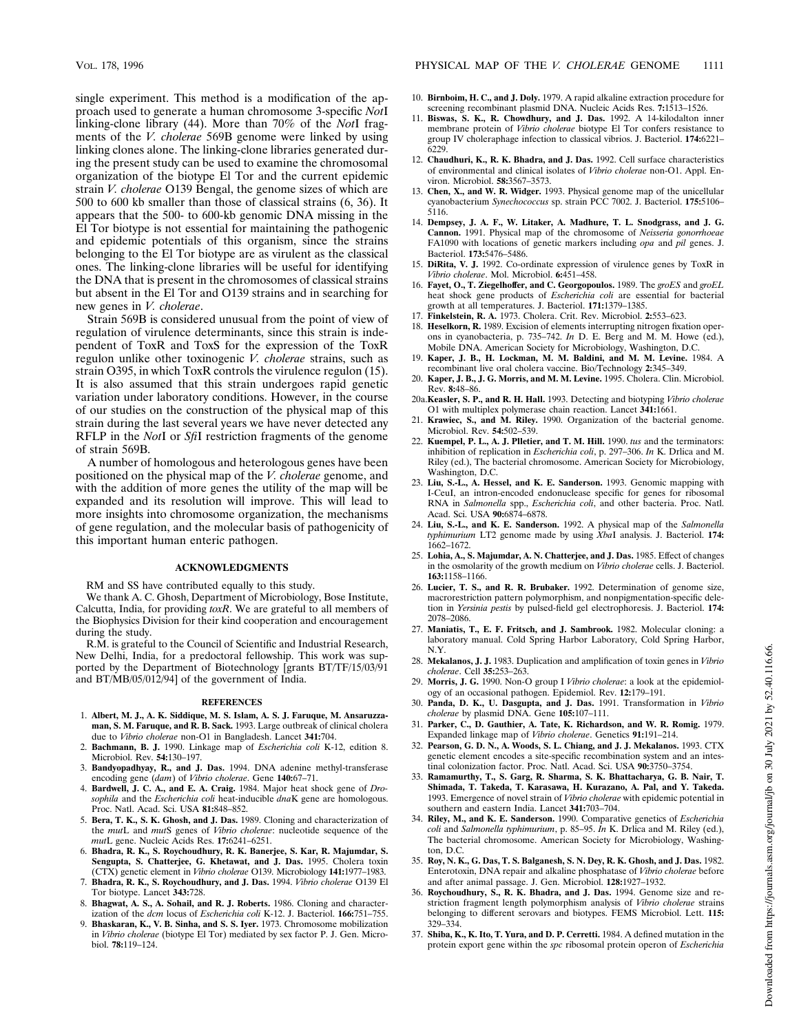single experiment. This method is a modification of the approach used to generate a human chromosome 3-specific *Not*I linking-clone library (44). More than 70% of the *Not*I fragments of the *V. cholerae* 569B genome were linked by using linking clones alone. The linking-clone libraries generated during the present study can be used to examine the chromosomal organization of the biotype El Tor and the current epidemic strain *V. cholerae* O139 Bengal, the genome sizes of which are 500 to 600 kb smaller than those of classical strains (6, 36). It appears that the 500- to 600-kb genomic DNA missing in the El Tor biotype is not essential for maintaining the pathogenic and epidemic potentials of this organism, since the strains belonging to the El Tor biotype are as virulent as the classical ones. The linking-clone libraries will be useful for identifying the DNA that is present in the chromosomes of classical strains but absent in the El Tor and O139 strains and in searching for new genes in *V. cholerae*.

Strain 569B is considered unusual from the point of view of regulation of virulence determinants, since this strain is independent of ToxR and ToxS for the expression of the ToxR regulon unlike other toxinogenic *V. cholerae* strains, such as strain O395, in which ToxR controls the virulence regulon (15). It is also assumed that this strain undergoes rapid genetic variation under laboratory conditions. However, in the course of our studies on the construction of the physical map of this strain during the last several years we have never detected any RFLP in the *Not*I or *Sfi*I restriction fragments of the genome of strain 569B.

A number of homologous and heterologous genes have been positioned on the physical map of the *V. cholerae* genome, and with the addition of more genes the utility of the map will be expanded and its resolution will improve. This will lead to more insights into chromosome organization, the mechanisms of gene regulation, and the molecular basis of pathogenicity of this important human enteric pathogen.

## ACKNOWLEDGMENTS

RM and SS have contributed equally to this study.

We thank A. C. Ghosh, Department of Microbiology, Bose Institute, Calcutta, India, for providing *toxR*. We are grateful to all members of the Biophysics Division for their kind cooperation and encouragement during the study.

R.M. is grateful to the Council of Scientific and Industrial Research, New Delhi, India, for a predoctoral fellowship. This work was supported by the Department of Biotechnology [grants BT/TF/15/03/91 and BT/MB/05/012/94] of the government of India.

## REFERENCES

1. **Albert, M. J., A. K. Siddique, M. S. Islam, A. S. J. Faruque, M. Ansaruzzaman, S. M. Faruque, and R. B. Sack.** 1993. Large outbreak of clinical cholera due to *Vibrio cholerae* non-O1 in Bangladesh. Lancet **341:**704.
2. **Bachmann, B. J.** 1990. Linkage map of *Escherichia coli* K-12, edition 8. Microbiol. Rev. **54:**130–197.
3. **Bandyopadhyay, R., and J. Das.** 1994. DNA adenine methyl-transferase encoding gene (*dam*) of *Vibrio cholerae*. Gene **140:**67–71.
4. **Bardwell, J. C. A., and E. A. Craig.** 1984. Major heat shock gene of *Drosophila* and the *Escherichia coli* heat-inducible *dna*K gene are homologous. Proc. Natl. Acad. Sci. USA **81:**848–852.
5. **Bera, T. K., S. K. Ghosh, and J. Das.** 1989. Cloning and characterization of the *mut*L and *mut*S genes of *Vibrio cholerae*: nucleotide sequence of the *mut*L gene. Nucleic Acids Res. **17:**6241–6251.
6. **Bhadra, R. K., S. Roychoudhury, R. K. Banerjee, S. Kar, R. Majumdar, S. Sengupta, S. Chatterjee, G. Khetawat, and J. Das.** 1995. Cholera toxin (CTX) genetic element in *Vibrio cholerae* O139. Microbiology **141:**1977–1983.
7. **Bhadra, R. K., S. Roychoudhury, and J. Das.** 1994. *Vibrio cholerae* O139 El Tor biotype. Lancet **343:**728.
8. **Bhagwat, A. S., A. Sohail, and R. J. Roberts.** 1986. Cloning and characterization of the *dcm* locus of *Escherichia coli* K-12. J. Bacteriol. **166:**751–755.
9. **Bhaskaran, K., V. B. Sinha, and S. S. Iyer.** 1973. Chromosome mobilization in *Vibrio cholerae* (biotype El Tor) mediated by sex factor P. J. Gen. Microbiol. **78:**119–124.
10. **Birnboim, H. C., and J. Doly.** 1979. A rapid alkaline extraction procedure for screening recombinant plasmid DNA. Nucleic Acids Res. **7:**1513–1526.
11. **Biswas, S. K., R. Chowdhury, and J. Das.** 1992. A 14-kilodalton inner membrane protein of *Vibrio cholerae* biotype El Tor confers resistance to group IV choleraphage infection to classical vibrios. J. Bacteriol. **174:**6221–6229.
12. **Chaudhuri, K., R. K. Bhadra, and J. Das.** 1992. Cell surface characteristics of environmental and clinical isolates of *Vibrio cholerae* non-O1. Appl. Environ. Microbiol. **58:**3567–3573.
13. **Chen, X., and W. R. Widger.** 1993. Physical genome map of the unicellular cyanobacterium *Synechococcus* sp. strain PCC 7002. J. Bacteriol. **175:**5106–5116.
14. **Dempsey, J. A. F., W. Litaker, A. Madhure, T. L. Snodgrass, and J. G. Cannon.** 1991. Physical map of the chromosome of *Neisseria gonorrhoeae* FA1090 with locations of genetic markers including *opa* and *pil* genes. J. Bacteriol. **173:**5476–5486.
15. **DiRita, V. J.** 1992. Co-ordinate expression of virulence genes by ToxR in *Vibrio cholerae*. Mol. Microbiol. **6:**451–458.
16. **Fayet, O., T. Ziegelhoffer, and C. Georgopoulos.** 1989. The *groES* and *groEL* heat shock gene products of *Escherichia coli* are essential for bacterial growth at all temperatures. J. Bacteriol. **171:**1379–1385.
17. **Finkelstein, R. A.** 1973. Cholera. Crit. Rev. Microbiol. **2:**553–623.
18. **Heselkorn, R.** 1989. Excision of elements interrupting nitrogen fixation operons in cyanobacteria, p. 735–742. *In* D. E. Berg and M. M. Howe (ed.), Mobile DNA. American Society for Microbiology, Washington, D.C.
19. **Kaper, J. B., H. Lockman, M. M. Baldini, and M. M. Levine.** 1984. A recombinant live oral cholera vaccine. Bio/Technology **2:**345–349.
20. **Kaper, J. B., J. G. Morris, and M. M. Levine.** 1995. Cholera. Clin. Microbiol. Rev. **8:**48–86.

20a. **Keasler, S. P., and R. H. Hall.** 1993. Detecting and biotyping *Vibrio cholerae* O1 with multiplex polymerase chain reaction. Lancet **341:**1661.

21. **Krawiec, S., and M. Riley.** 1990. Organization of the bacterial genome. Microbiol. Rev. **54:**502–539.
22. **Kuempel, P. L., A. J. Plletier, and T. M. Hill.** 1990. *tus* and the terminators: inhibition of replication in *Escherichia coli*, p. 297–306. *In* K. Drlica and M. Riley (ed.), The bacterial chromosome. American Society for Microbiology, Washington, D.C.
23. **Liu, S.-L., A. Hessel, and K. E. Sanderson.** 1993. Genomic mapping with I-CeuI, an intron-encoded endonuclease specific for genes for ribosomal RNA in *Salmonella* spp., *Escherichia coli*, and other bacteria. Proc. Natl. Acad. Sci. USA **90:**6874–6878.
24. **Liu, S.-L., and K. E. Sanderson.** 1992. A physical map of the *Salmonella typhimurium* LT2 genome made by using *Xba*I analysis. J. Bacteriol. **174:**1662–1672.
25. **Lohia, A., S. Majumdar, A. N. Chatterjee, and J. Das.** 1985. Effect of changes in the osmolarity of the growth medium on *Vibrio cholerae* cells. J. Bacteriol. **163:**1158–1166.
26. **Lucier, T. S., and R. R. Brubaker.** 1992. Determination of genome size, macrorestriction pattern polymorphism, and nonpigmentation-specific deletion in *Yersinia pestis* by pulsed-field gel electrophoresis. J. Bacteriol. **174:**2078–2086.
27. **Maniatis, T., E. F. Fritsch, and J. Sambrook.** 1982. Molecular cloning: a laboratory manual. Cold Spring Harbor Laboratory, Cold Spring Harbor, N.Y.
28. **Mekalanos, J. J.** 1983. Duplication and amplification of toxin genes in *Vibrio cholerae*. Cell **35:**253–263.
29. **Morris, J. G.** 1990. Non-O group I *Vibrio cholerae*: a look at the epidemiology of an occasional pathogen. Epidemiol. Rev. **12:**179–191.
30. **Panda, D. K., U. Dasgupta, and J. Das.** 1991. Transformation in *Vibrio cholerae* by plasmid DNA. Gene **105:**107–111.
31. **Parker, C., D. Gauthier, A. Tate, K. Richardson, and W. R. Romig.** 1979. Expanded linkage map of *Vibrio cholerae*. Genetics **91:**191–214.
32. **Pearson, G. D. N., A. Woods, S. L. Chiang, and J. J. Mekalanos.** 1993. CTX genetic element encodes a site-specific recombination system and an intestinal colonization factor. Proc. Natl. Acad. Sci. USA **90:**3750–3754.
33. **Ramamurthy, T., S. Garg, R. Sharma, S. K. Bhattacharya, G. B. Nair, T. Shimada, T. Takeda, T. Karasawa, H. Kurazano, A. Pal, and Y. Takeda.** 1993. Emergence of novel strain of *Vibrio cholerae* with epidemic potential in southern and eastern India. Lancet **341:**703–704.
34. **Riley, M., and K. E. Sanderson.** 1990. Comparative genetics of *Escherichia coli* and *Salmonella typhimurium*, p. 85–95. *In* K. Drlica and M. Riley (ed.), The bacterial chromosome. American Society for Microbiology, Washington, D.C.
35. **Roy, N. K., G. Das, T. S. Balganesh, S. N. Dey, R. K. Ghosh, and J. Das.** 1982. Enterotoxin, DNA repair and alkaline phosphatase of *Vibrio cholerae* before and after animal passage. J. Gen. Microbiol. **128:**1927–1932.
36. **Roychoudhury, S., R. K. Bhadra, and J. Das.** 1994. Genome size and restriction fragment length polymorphism analysis of *Vibrio cholerae* strains belonging to different serovars and biotypes. FEMS Microbiol. Lett. **115:**329–334.
37. **Shiba, K., K. Ito, T. Yura, and D. P. Cerretti.** 1984. A defined mutation in the protein export gene within the *spc* ribosomal protein operon of *Escherichia*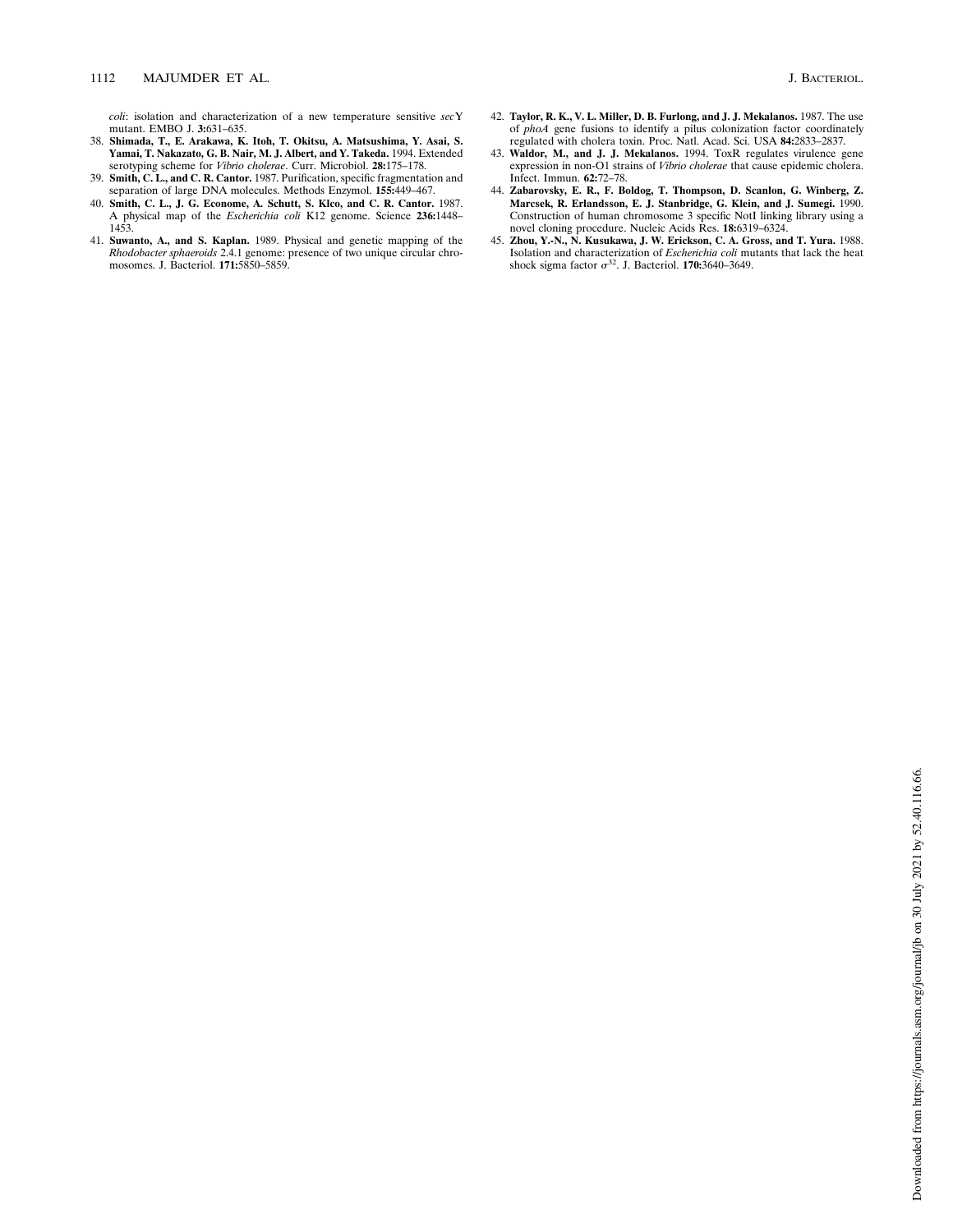*coli*: isolation and characterization of a new temperature sensitive *sec*Y mutant. EMBO J. **3:**631–635.

38. **Shimada, T., E. Arakawa, K. Itoh, T. Okitsu, A. Matsushima, Y. Asai, S. Yamai, T. Nakazato, G. B. Nair, M. J. Albert, and Y. Takeda.** 1994. Extended serotyping scheme for *Vibrio cholerae*. Curr. Microbiol. **28:**175–178.
39. **Smith, C. L., and C. R. Cantor.** 1987. Purification, specific fragmentation and separation of large DNA molecules. Methods Enzymol. **155:**449–467.
40. **Smith, C. L., J. G. Econome, A. Schutt, S. Klco, and C. R. Cantor.** 1987. A physical map of the *Escherichia coli* K12 genome. Science **236:**1448–1453.
41. **Suwanto, A., and S. Kaplan.** 1989. Physical and genetic mapping of the *Rhodobacter sphaeroids* 2.4.1 genome: presence of two unique circular chromosomes. J. Bacteriol. **171:**5850–5859.
42. **Taylor, R. K., V. L. Miller, D. B. Furlong, and J. J. Mekalanos.** 1987. The use of *phoA* gene fusions to identify a pilus colonization factor coordinately regulated with cholera toxin. Proc. Natl. Acad. Sci. USA **84:**2833–2837.
43. **Waldor, M., and J. J. Mekalanos.** 1994. ToxR regulates virulence gene expression in non-O1 strains of *Vibrio cholerae* that cause epidemic cholera. Infect. Immun. **62:**72–78.
44. **Zabarovsky, E. R., F. Boldog, T. Thompson, D. Scanlon, G. Winberg, Z. Marcsek, R. Erlandsson, E. J. Stanbridge, G. Klein, and J. Sumegi.** 1990. Construction of human chromosome 3 specific NotI linking library using a novel cloning procedure. Nucleic Acids Res. **18:**6319–6324.
45. **Zhou, Y.-N., N. Kusukawa, J. W. Erickson, C. A. Gross, and T. Yura.** 1988. Isolation and characterization of *Escherichia coli* mutants that lack the heat shock sigma factor $\sigma^{32}$. J. Bacteriol. **170:**3640–3649.